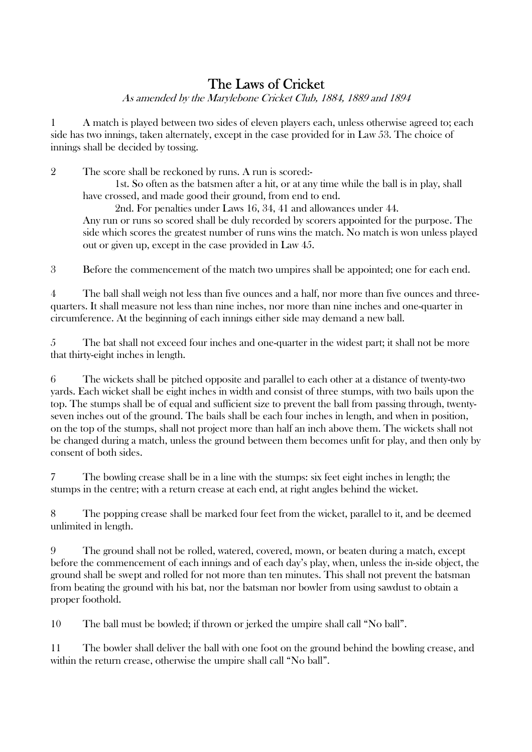# The Laws of Cricket

*As amended by the Marylebone Cricket Club, 1884, 1889 and 1894*

1 A match is played between two sides of eleven players each, unless otherwise agreed to; each side has two innings, taken alternately, except in the case provided for in Law 53. The choice of innings shall be decided by tossing.

2 The score shall be reckoned by runs. A run is scored:-

1st. So often as the batsmen after a hit, or at any time while the ball is in play, shall have crossed, and made good their ground, from end to end.

2nd. For penalties under Laws 16, 34, 41 and allowances under 44.

Any run or runs so scored shall be duly recorded by scorers appointed for the purpose. The side which scores the greatest number of runs wins the match. No match is won unless played out or given up, except in the case provided in Law 45.

3 Before the commencement of the match two umpires shall be appointed; one for each end.

4 The ball shall weigh not less than five ounces and a half, nor more than five ounces and three-quarters. It shall measure not less than nine inches, nor more than nine inches and one-quarter in circumference. At the beginning of each innings either side may demand a new ball.

5 The bat shall not exceed four inches and one-quarter in the widest part; it shall not be more that thirty-eight inches in length.

6 The wickets shall be pitched opposite and parallel to each other at a distance of twenty-two yards. Each wicket shall be eight inches in width and consist of three stumps, with two bails upon the top. The stumps shall be of equal and sufficient size to prevent the ball from passing through, twenty-seven inches out of the ground. The bails shall be each four inches in length, and when in position, on the top of the stumps, shall not project more than half an inch above them. The wickets shall not be changed during a match, unless the ground between them becomes unfit for play, and then only by consent of both sides.

7 The bowling crease shall be in a line with the stumps: six feet eight inches in length; the stumps in the centre; with a return crease at each end, at right angles behind the wicket.

8 The popping crease shall be marked four feet from the wicket, parallel to it, and be deemed unlimited in length.

9 The ground shall not be rolled, watered, covered, mown, or beaten during a match, except before the commencement of each innings and of each day's play, when, unless the in-side object, the ground shall be swept and rolled for not more than ten minutes. This shall not prevent the batsman from beating the ground with his bat, nor the batsman nor bowler from using sawdust to obtain a proper foothold.

10 The ball must be bowled; if thrown or jerked the umpire shall call "No ball".

11 The bowler shall deliver the ball with one foot on the ground behind the bowling crease, and within the return crease, otherwise the umpire shall call "No ball".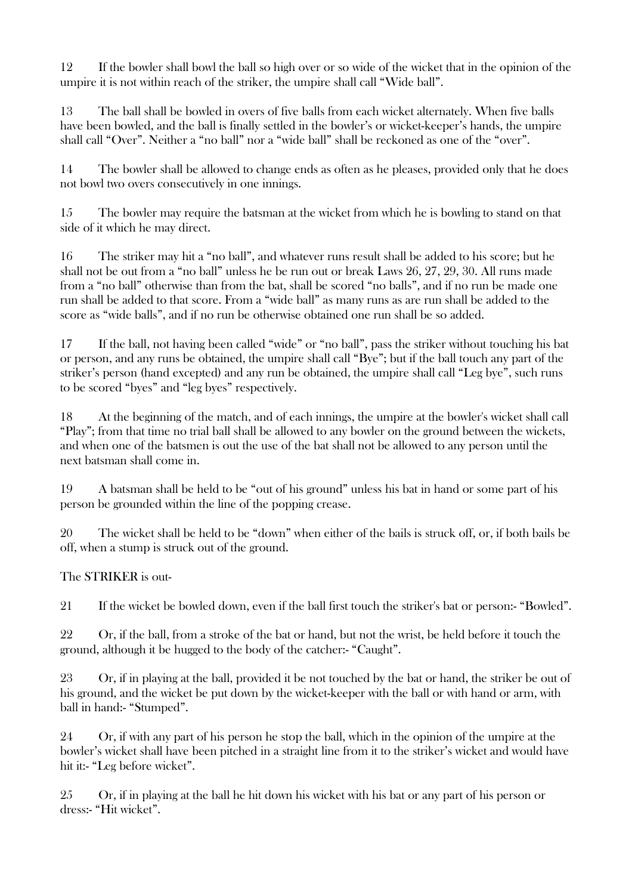12 If the bowler shall bowl the ball so high over or so wide of the wicket that in the opinion of the umpire it is not within reach of the striker, the umpire shall call "Wide ball".

13 The ball shall be bowled in overs of five balls from each wicket alternately. When five balls have been bowled, and the ball is finally settled in the bowler's or wicket-keeper's hands, the umpire shall call "Over". Neither a "no ball" nor a "wide ball" shall be reckoned as one of the "over".

14 The bowler shall be allowed to change ends as often as he pleases, provided only that he does not bowl two overs consecutively in one innings.

15 The bowler may require the batsman at the wicket from which he is bowling to stand on that side of it which he may direct.

16 The striker may hit a "no ball", and whatever runs result shall be added to his score; but he shall not be out from a "no ball" unless he be run out or break Laws 26, 27, 29, 30. All runs made from a "no ball" otherwise than from the bat, shall be scored "no balls", and if no run be made one run shall be added to that score. From a "wide ball" as many runs as are run shall be added to the score as "wide balls", and if no run be otherwise obtained one run shall be so added.

17 If the ball, not having been called "wide" or "no ball", pass the striker without touching his bat or person, and any runs be obtained, the umpire shall call "Bye"; but if the ball touch any part of the striker's person (hand excepted) and any run be obtained, the umpire shall call "Leg bye", such runs to be scored "byes" and "leg byes" respectively.

18 At the beginning of the match, and of each innings, the umpire at the bowler's wicket shall call "Play"; from that time no trial ball shall be allowed to any bowler on the ground between the wickets, and when one of the batsmen is out the use of the bat shall not be allowed to any person until the next batsman shall come in.

19 A batsman shall be held to be "out of his ground" unless his bat in hand or some part of his person be grounded within the line of the popping crease.

20 The wicket shall be held to be "down" when either of the bails is struck off, or, if both bails be off, when a stump is struck out of the ground.

The STRIKER is out-

21 If the wicket be bowled down, even if the ball first touch the striker's bat or person:- "Bowled".

22 Or, if the ball, from a stroke of the bat or hand, but not the wrist, be held before it touch the ground, although it be hugged to the body of the catcher:- "Caught".

23 Or, if in playing at the ball, provided it be not touched by the bat or hand, the striker be out of his ground, and the wicket be put down by the wicket-keeper with the ball or with hand or arm, with ball in hand:- "Stumped".

24 Or, if with any part of his person he stop the ball, which in the opinion of the umpire at the bowler's wicket shall have been pitched in a straight line from it to the striker's wicket and would have hit it:- "Leg before wicket".

25 Or, if in playing at the ball he hit down his wicket with his bat or any part of his person or dress:- "Hit wicket".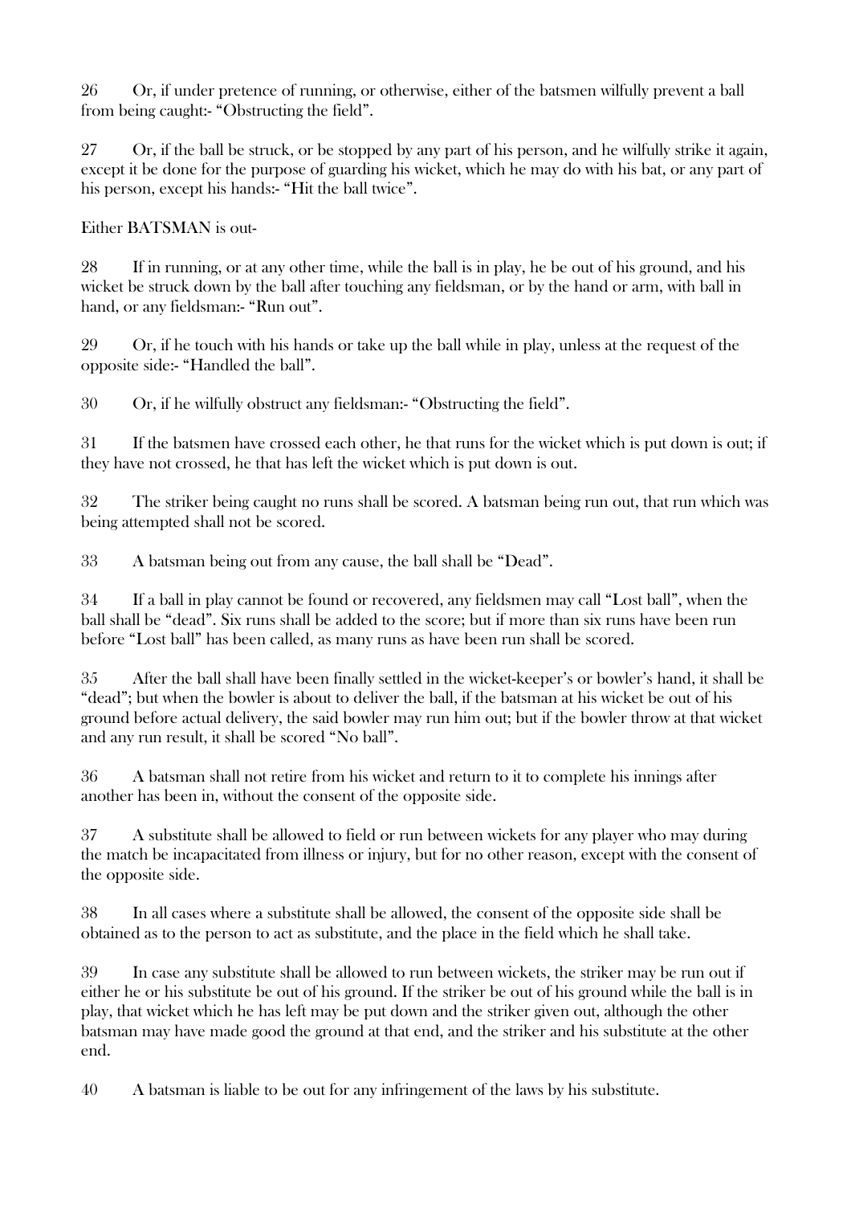26 Or, if under pretence of running, or otherwise, either of the batsmen wilfully prevent a ball from being caught:- "Obstructing the field".

27 Or, if the ball be struck, or be stopped by any part of his person, and he wilfully strike it again, except it be done for the purpose of guarding his wicket, which he may do with his bat, or any part of his person, except his hands:- "Hit the ball twice".

Either BATSMAN is out-

28 If in running, or at any other time, while the ball is in play, he be out of his ground, and his wicket be struck down by the ball after touching any fieldsman, or by the hand or arm, with ball in hand, or any fieldsman:- "Run out".

29 Or, if he touch with his hands or take up the ball while in play, unless at the request of the opposite side:- "Handled the ball".

30 Or, if he wilfully obstruct any fieldsman:- "Obstructing the field".

31 If the batsmen have crossed each other, he that runs for the wicket which is put down is out; if they have not crossed, he that has left the wicket which is put down is out.

32 The striker being caught no runs shall be scored. A batsman being run out, that run which was being attempted shall not be scored.

33 A batsman being out from any cause, the ball shall be "Dead".

34 If a ball in play cannot be found or recovered, any fieldsmen may call "Lost ball", when the ball shall be "dead". Six runs shall be added to the score; but if more than six runs have been run before "Lost ball" has been called, as many runs as have been run shall be scored.

35 After the ball shall have been finally settled in the wicket-keeper's or bowler's hand, it shall be "dead"; but when the bowler is about to deliver the ball, if the batsman at his wicket be out of his ground before actual delivery, the said bowler may run him out; but if the bowler throw at that wicket and any run result, it shall be scored "No ball".

36 A batsman shall not retire from his wicket and return to it to complete his innings after another has been in, without the consent of the opposite side.

37 A substitute shall be allowed to field or run between wickets for any player who may during the match be incapacitated from illness or injury, but for no other reason, except with the consent of the opposite side.

38 In all cases where a substitute shall be allowed, the consent of the opposite side shall be obtained as to the person to act as substitute, and the place in the field which he shall take.

39 In case any substitute shall be allowed to run between wickets, the striker may be run out if either he or his substitute be out of his ground. If the striker be out of his ground while the ball is in play, that wicket which he has left may be put down and the striker given out, although the other batsman may have made good the ground at that end, and the striker and his substitute at the other end.

40 A batsman is liable to be out for any infringement of the laws by his substitute.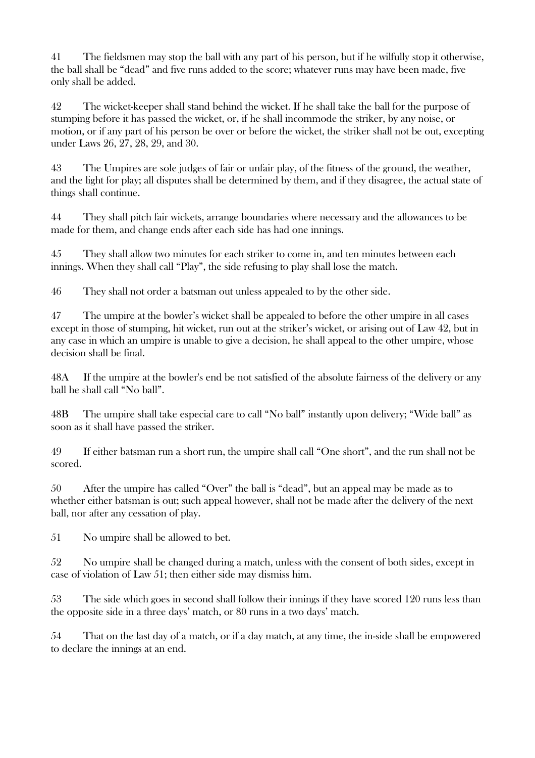41 The fieldsmen may stop the ball with any part of his person, but if he wilfully stop it otherwise, the ball shall be "dead" and five runs added to the score; whatever runs may have been made, five only shall be added.

42 The wicket-keeper shall stand behind the wicket. If he shall take the ball for the purpose of stumping before it has passed the wicket, or, if he shall incommode the striker, by any noise, or motion, or if any part of his person be over or before the wicket, the striker shall not be out, excepting under Laws 26, 27, 28, 29, and 30.

43 The Umpires are sole judges of fair or unfair play, of the fitness of the ground, the weather, and the light for play; all disputes shall be determined by them, and if they disagree, the actual state of things shall continue.

44 They shall pitch fair wickets, arrange boundaries where necessary and the allowances to be made for them, and change ends after each side has had one innings.

45 They shall allow two minutes for each striker to come in, and ten minutes between each innings. When they shall call "Play", the side refusing to play shall lose the match.

46 They shall not order a batsman out unless appealed to by the other side.

47 The umpire at the bowler's wicket shall be appealed to before the other umpire in all cases except in those of stumping, hit wicket, run out at the striker's wicket, or arising out of Law 42, but in any case in which an umpire is unable to give a decision, he shall appeal to the other umpire, whose decision shall be final.

48A If the umpire at the bowler's end be not satisfied of the absolute fairness of the delivery or any ball he shall call "No ball".

48B The umpire shall take especial care to call "No ball" instantly upon delivery; "Wide ball" as soon as it shall have passed the striker.

49 If either batsman run a short run, the umpire shall call "One short", and the run shall not be scored.

50 After the umpire has called "Over" the ball is "dead", but an appeal may be made as to whether either batsman is out; such appeal however, shall not be made after the delivery of the next ball, nor after any cessation of play.

51 No umpire shall be allowed to bet.

52 No umpire shall be changed during a match, unless with the consent of both sides, except in case of violation of Law 51; then either side may dismiss him.

53 The side which goes in second shall follow their innings if they have scored 120 runs less than the opposite side in a three days' match, or 80 runs in a two days' match.

54 That on the last day of a match, or if a day match, at any time, the in-side shall be empowered to declare the innings at an end.